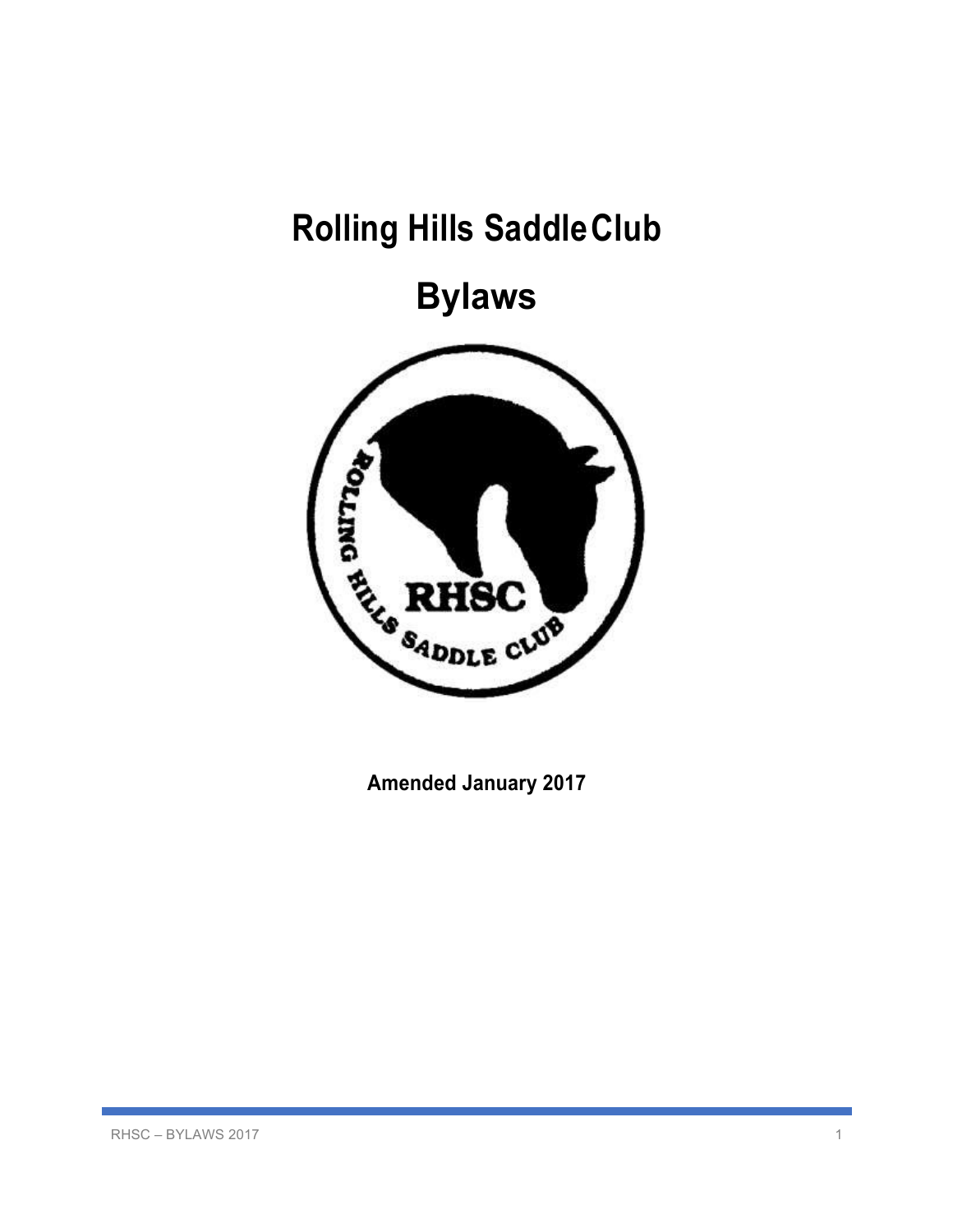# Rolling Hills Saddle Club

# Bylaws

**Amended January 2017**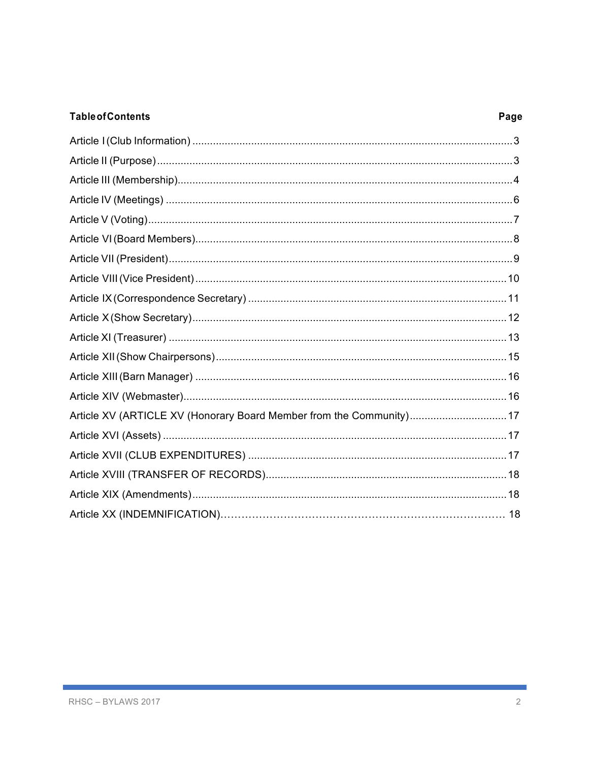| Table of Contents | Page |
| --- | --- |
| Article I (Club Information) | 3 |
| Article II (Purpose) | 3 |
| Article III (Membership) | 4 |
| Article IV (Meetings) | 6 |
| Article V (Voting) | 7 |
| Article VI (Board Members) | 8 |
| Article VII (President) | 9 |
| Article VIII (Vice President) | 10 |
| Article IX (Correspondence Secretary) | 11 |
| Article X (Show Secretary) | 12 |
| Article XI (Treasurer) | 13 |
| Article XII (Show Chairpersons) | 15 |
| Article XIII (Barn Manager) | 16 |
| Article XIV (Webmaster) | 16 |
| Article XV (ARTICLE XV (Honorary Board Member from the Community) | 17 |
| Article XVI (Assets) | 17 |
| Article XVII (CLUB EXPENDITURES) | 17 |
| Article XVIII (TRANSFER OF RECORDS) | 18 |
| Article XIX (Amendments) | 18 |
| Article XX (INDEMNIFICATION) | 18 |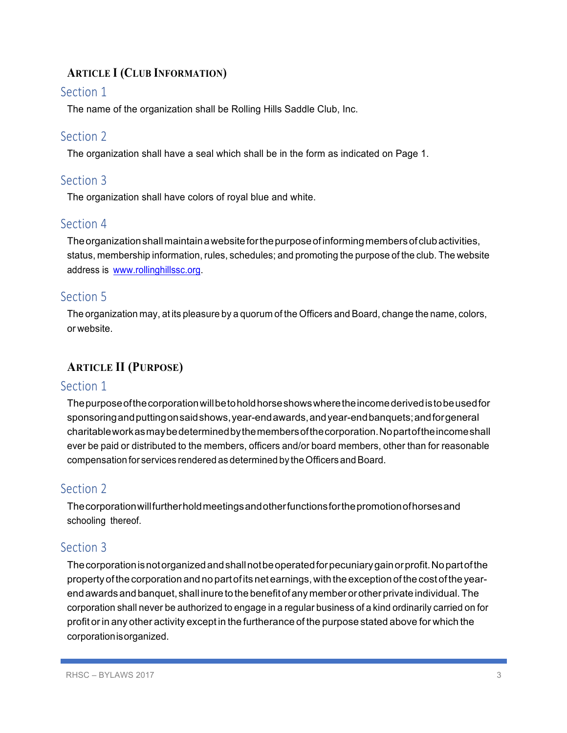## ARTICLE I (CLUB INFORMATION)

### Section 1

The name of the organization shall be Rolling Hills Saddle Club, Inc.

### Section 2

The organization shall have a seal which shall be in the form as indicated on Page 1.

### Section 3

The organization shall have colors of royal blue and white.

### Section 4

The organization shall maintain a website for the purpose of informing members of club activities, status, membership information, rules, schedules; and promoting the purpose of the club. The website address is [www.rollinghillssc.org](http://www.rollinghillssc.org).

### Section 5

The organization may, at its pleasure by a quorum of the Officers and Board, change the name, colors, or website.

## ARTICLE II (PURPOSE)

### Section 1

The purpose of the corporation will be to hold horse shows where the income derived is to be used for sponsoring and putting on said shows, year-end awards, and year-end banquets; and for general charitable work as may be determined by the members of the corporation. No part of the income shall ever be paid or distributed to the members, officers and/or board members, other than for reasonable compensation for services rendered as determined by the Officers and Board.

### Section 2

The corporation will further hold meetings and other functions for the promotion of horses and schooling thereof.

### Section 3

The corporation is not organized and shall not be operated for pecuniary gain or profit. No part of the property of the corporation and no part of its net earnings, with the exception of the cost of the year-end awards and banquet, shall inure to the benefit of any member or other private individual. The corporation shall never be authorized to engage in a regular business of a kind ordinarily carried on for profit or in any other activity except in the furtherance of the purpose stated above for which the corporation is organized.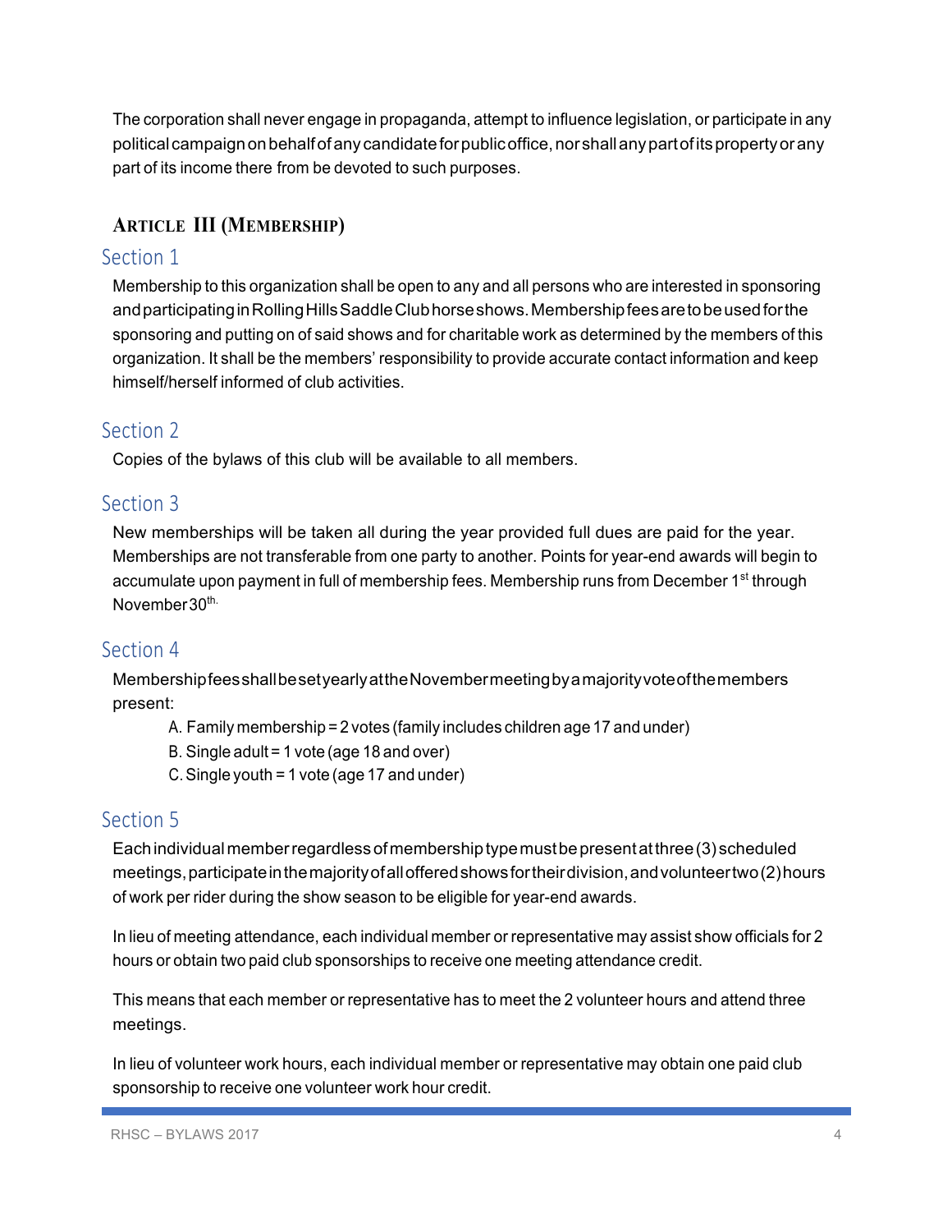The corporation shall never engage in propaganda, attempt to influence legislation, or participate in any political campaign on behalf of any candidate for public office, nor shall any part of its property or any part of its income there from be devoted to such purposes.

## ARTICLE III (MEMBERSHIP)

### Section 1

Membership to this organization shall be open to any and all persons who are interested in sponsoring and participating in Rolling Hills Saddle Club horse shows. Membership fees are to be used for the sponsoring and putting on of said shows and for charitable work as determined by the members of this organization. It shall be the members' responsibility to provide accurate contact information and keep himself/herself informed of club activities.

### Section 2

Copies of the bylaws of this club will be available to all members.

### Section 3

New memberships will be taken all during the year provided full dues are paid for the year. Memberships are not transferable from one party to another. Points for year-end awards will begin to accumulate upon payment in full of membership fees. Membership runs from December 1st through November 30th.

### Section 4

Membership fees shall be set yearly at the November meeting by a majority vote of the members present:

A. Family membership = 2 votes (family includes children age 17 and under)
B. Single adult = 1 vote (age 18 and over)
C. Single youth = 1 vote (age 17 and under)

### Section 5

Each individual member regardless of membership type must be present at three (3) scheduled meetings, participate in the majority of all offered shows for their division, and volunteer two (2) hours of work per rider during the show season to be eligible for year-end awards.

In lieu of meeting attendance, each individual member or representative may assist show officials for 2 hours or obtain two paid club sponsorships to receive one meeting attendance credit.

This means that each member or representative has to meet the 2 volunteer hours and attend three meetings.

In lieu of volunteer work hours, each individual member or representative may obtain one paid club sponsorship to receive one volunteer work hour credit.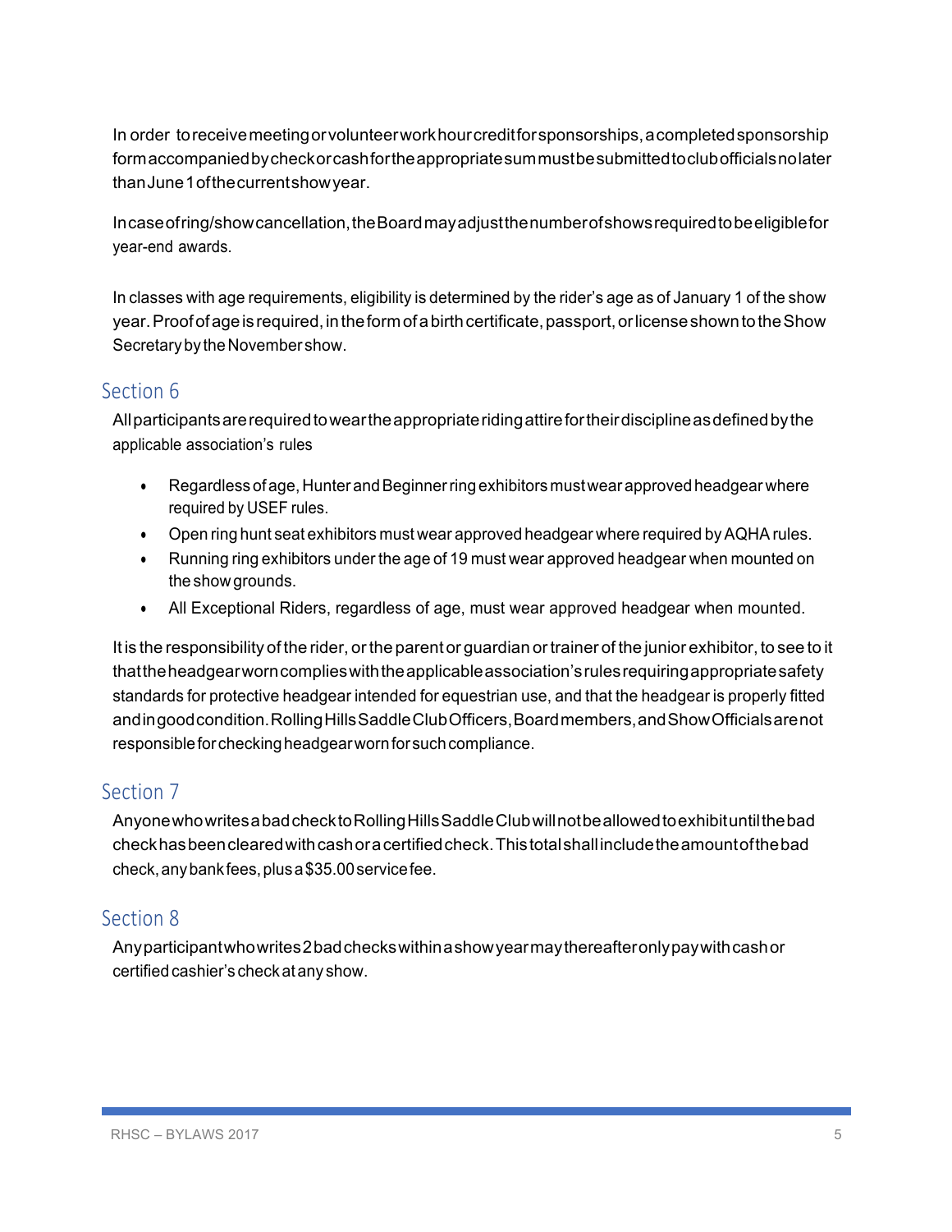In order to receive meeting or volunteer work hour credit for sponsorships, a completed sponsorship form accompanied by check or cash for the appropriate sum must be submitted to club officials no later than June 1 of the current show year.

In case of ring/show cancellation, the Board may adjust the number of shows required to be eligible for year-end awards.

In classes with age requirements, eligibility is determined by the rider's age as of January 1 of the show year. Proof of age is required, in the form of a birth certificate, passport, or license shown to the Show Secretary by the November show.

## Section 6

All participants are required to wear the appropriate riding attire for their discipline as defined by the applicable association's rules

- Regardless of age, Hunter and Beginner ring exhibitors must wear approved headgear where required by USEF rules.
- Open ring hunt seat exhibitors must wear approved headgear where required by AQHA rules.
- Running ring exhibitors under the age of 19 must wear approved headgear when mounted on the show grounds.
- All Exceptional Riders, regardless of age, must wear approved headgear when mounted.

It is the responsibility of the rider, or the parent or guardian or trainer of the junior exhibitor, to see to it that the headgear worn complies with the applicable association's rules requiring appropriate safety standards for protective headgear intended for equestrian use, and that the headgear is properly fitted and in good condition. Rolling Hills Saddle Club Officers, Board members, and Show Officials are not responsible for checking headgear worn for such compliance.

## Section 7

Anyone who writes a bad check to Rolling Hills Saddle Club will not be allowed to exhibit until the bad check has been cleared with cash or a certified check. This total shall include the amount of the bad check, any bank fees, plus a $35.00 service fee.

## Section 8

Any participant who writes 2 bad checks within a show year may thereafter only pay with cash or certified cashier's check at any show.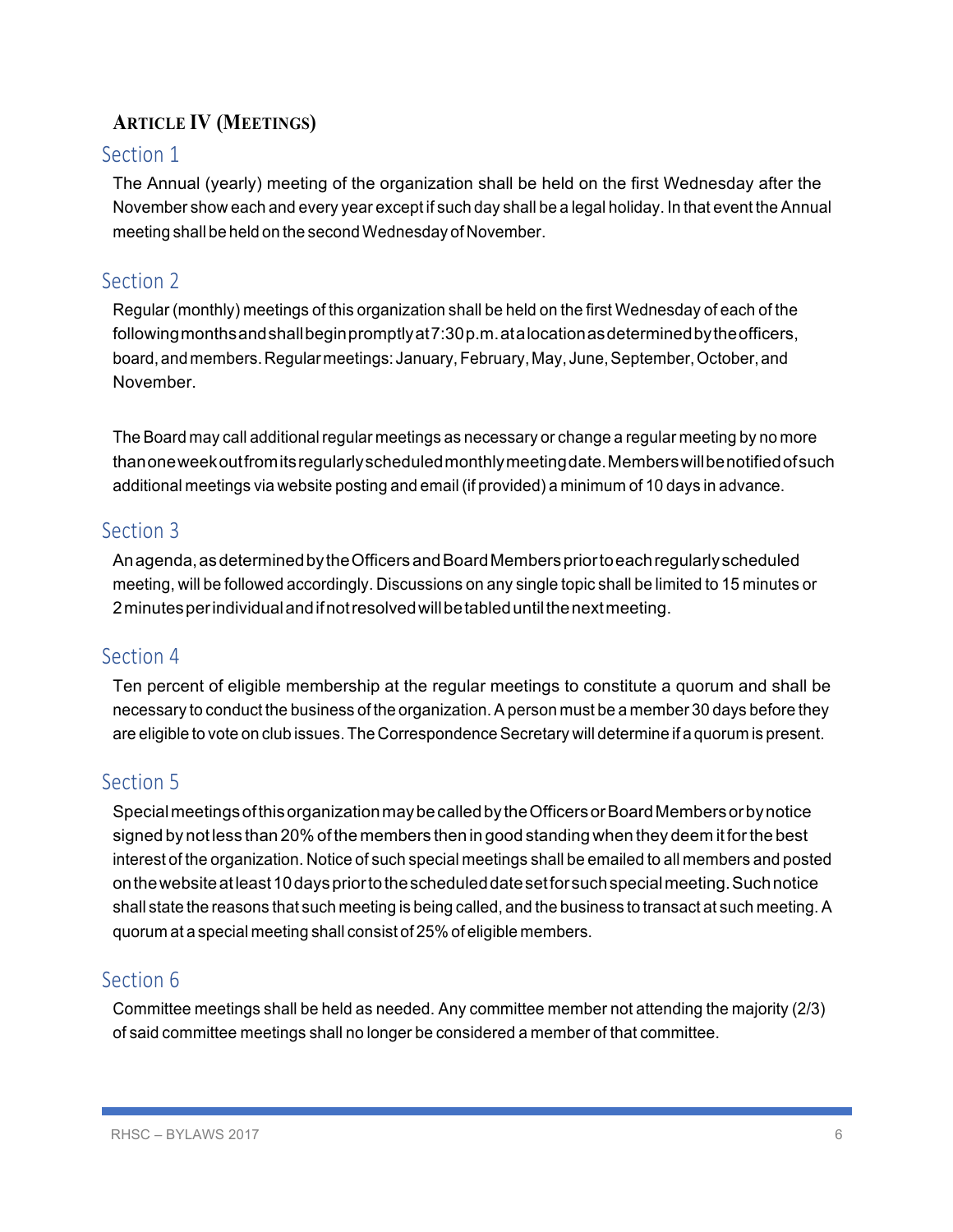## Article IV (Meetings)

### Section 1

The Annual (yearly) meeting of the organization shall be held on the first Wednesday after the November show each and every year except if such day shall be a legal holiday. In that event the Annual meeting shall be held on the second Wednesday of November.

### Section 2

Regular (monthly) meetings of this organization shall be held on the first Wednesday of each of the following months and shall begin promptly at 7:30 p.m. at a location as determined by the officers, board, and members. Regular meetings: January, February, May, June, September, October, and November.

The Board may call additional regular meetings as necessary or change a regular meeting by no more than one week out from its regularly scheduled monthly meeting date. Members will be notified of such additional meetings via website posting and email (if provided) a minimum of 10 days in advance.

### Section 3

An agenda, as determined by the Officers and Board Members prior to each regularly scheduled meeting, will be followed accordingly. Discussions on any single topic shall be limited to 15 minutes or 2 minutes per individual and if not resolved will be tabled until the next meeting.

### Section 4

Ten percent of eligible membership at the regular meetings to constitute a quorum and shall be necessary to conduct the business of the organization. A person must be a member 30 days before they are eligible to vote on club issues. The Correspondence Secretary will determine if a quorum is present.

### Section 5

Special meetings of this organization may be called by the Officers or Board Members or by notice signed by not less than 20% of the members then in good standing when they deem it for the best interest of the organization. Notice of such special meetings shall be emailed to all members and posted on the website at least 10 days prior to the scheduled date set for such special meeting. Such notice shall state the reasons that such meeting is being called, and the business to transact at such meeting. A quorum at a special meeting shall consist of 25% of eligible members.

### Section 6

Committee meetings shall be held as needed. Any committee member not attending the majority (2/3) of said committee meetings shall no longer be considered a member of that committee.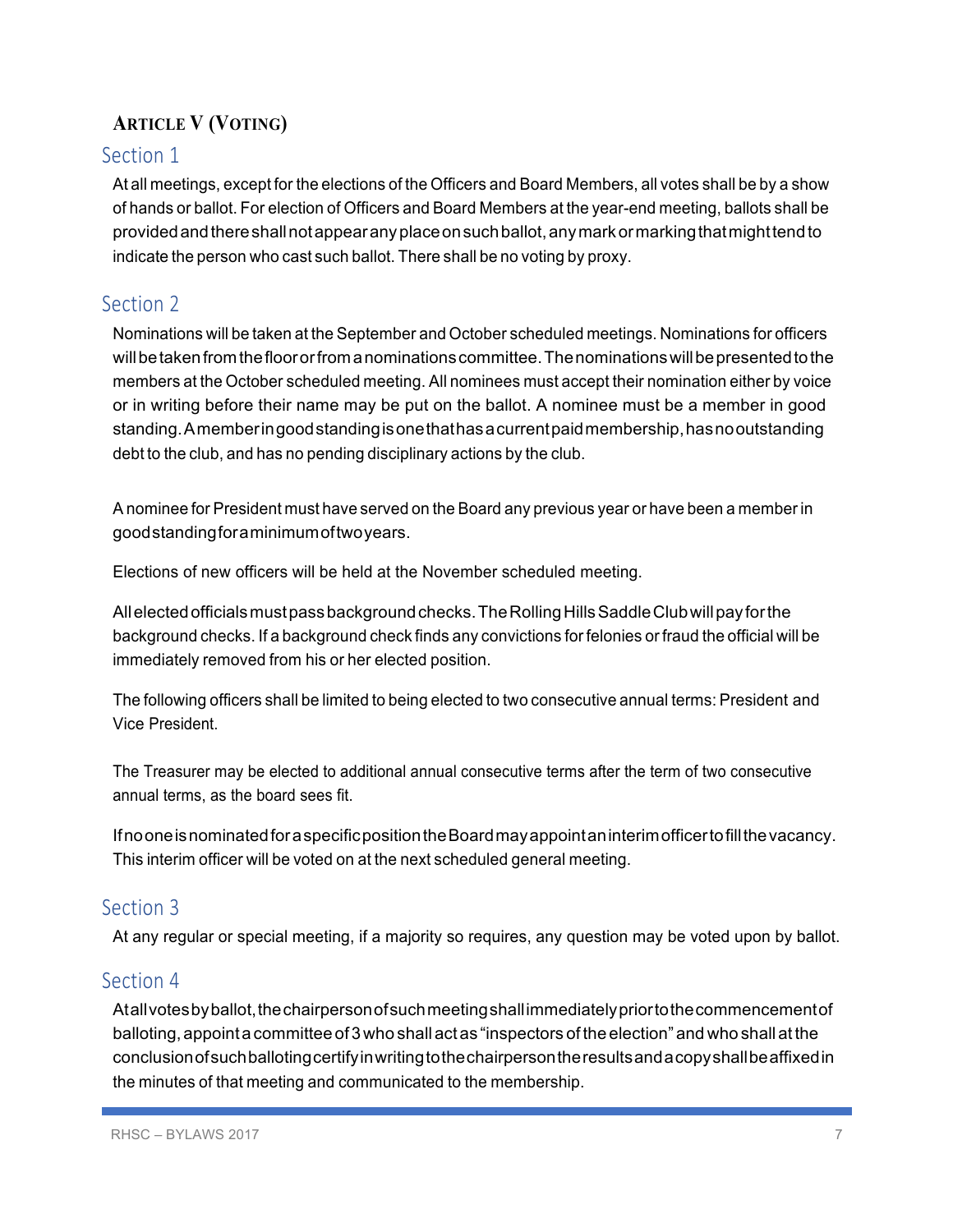## ARTICLE V (VOTING)

### Section 1

At all meetings, except for the elections of the Officers and Board Members, all votes shall be by a show of hands or ballot. For election of Officers and Board Members at the year-end meeting, ballots shall be provided and there shall not appear any place on such ballot, any mark or marking that might tend to indicate the person who cast such ballot. There shall be no voting by proxy.

### Section 2

Nominations will be taken at the September and October scheduled meetings. Nominations for officers will be taken from the floor or from a nominations committee. The nominations will be presented to the members at the October scheduled meeting. All nominees must accept their nomination either by voice or in writing before their name may be put on the ballot. A nominee must be a member in good standing. A member in good standing is one that has a current paid membership, has no outstanding debt to the club, and has no pending disciplinary actions by the club.

A nominee for President must have served on the Board any previous year or have been a member in good standing for a minimum of two years.

Elections of new officers will be held at the November scheduled meeting.

All elected officials must pass background checks. The Rolling Hills Saddle Club will pay for the background checks. If a background check finds any convictions for felonies or fraud the official will be immediately removed from his or her elected position.

The following officers shall be limited to being elected to two consecutive annual terms: President and Vice President.

The Treasurer may be elected to additional annual consecutive terms after the term of two consecutive annual terms, as the board sees fit.

If no one is nominated for a specific position the Board may appoint an interim officer to fill the vacancy. This interim officer will be voted on at the next scheduled general meeting.

### Section 3

At any regular or special meeting, if a majority so requires, any question may be voted upon by ballot.

### Section 4

At all votes by ballot, the chairperson of such meeting shall immediately prior to the commencement of balloting, appoint a committee of 3 who shall act as "inspectors of the election" and who shall at the conclusion of such balloting certify in writing to the chairperson the results and a copy shall be affixed in the minutes of that meeting and communicated to the membership.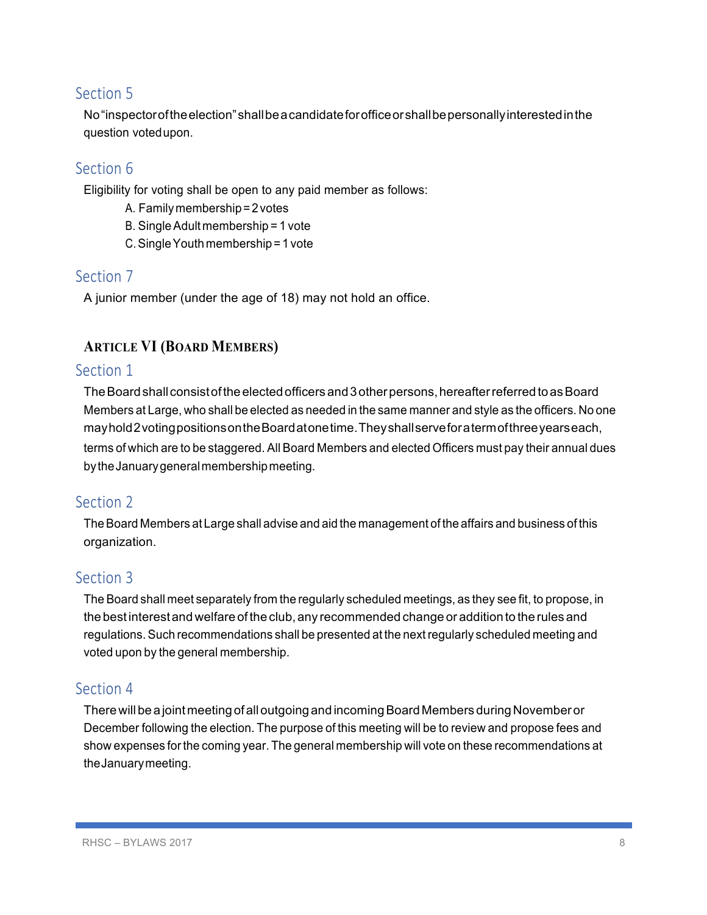## Section 5

No "inspector of the election" shall be a candidate for office or shall be personally interested in the question voted upon.

## Section 6

Eligibility for voting shall be open to any paid member as follows:

A. Family membership = 2 votes
B. Single Adult membership = 1 vote
C. Single Youth membership = 1 vote

## Section 7

A junior member (under the age of 18) may not hold an office.

# ARTICLE VI (BOARD MEMBERS)

## Section 1

The Board shall consist of the elected officers and 3 other persons, hereafter referred to as Board Members at Large, who shall be elected as needed in the same manner and style as the officers. No one may hold 2 voting positions on the Board at one time. They shall serve for a term of three years each, terms of which are to be staggered. All Board Members and elected Officers must pay their annual dues by the January general membership meeting.

## Section 2

The Board Members at Large shall advise and aid the management of the affairs and business of this organization.

## Section 3

The Board shall meet separately from the regularly scheduled meetings, as they see fit, to propose, in the best interest and welfare of the club, any recommended change or addition to the rules and regulations. Such recommendations shall be presented at the next regularly scheduled meeting and voted upon by the general membership.

## Section 4

There will be a joint meeting of all outgoing and incoming Board Members during November or December following the election. The purpose of this meeting will be to review and propose fees and show expenses for the coming year. The general membership will vote on these recommendations at the January meeting.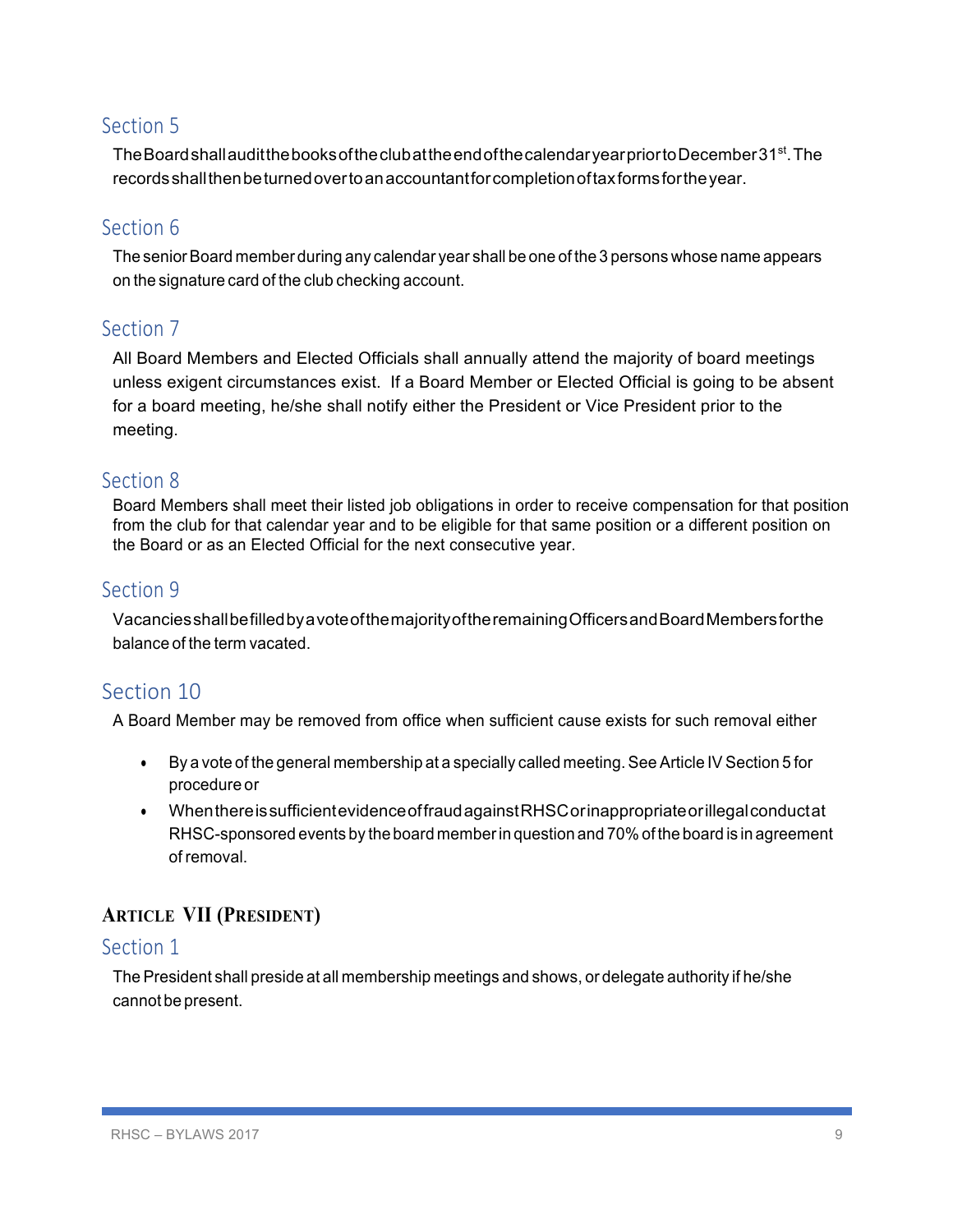## Section 5

The Board shall audit the books of the club at the end of the calendar year prior to December 31st. The records shall then be turned over to an accountant for completion of tax forms for the year.

## Section 6

The senior Board member during any calendar year shall be one of the 3 persons whose name appears on the signature card of the club checking account.

## Section 7

All Board Members and Elected Officials shall annually attend the majority of board meetings unless exigent circumstances exist. If a Board Member or Elected Official is going to be absent for a board meeting, he/she shall notify either the President or Vice President prior to the meeting.

## Section 8

Board Members shall meet their listed job obligations in order to receive compensation for that position from the club for that calendar year and to be eligible for that same position or a different position on the Board or as an Elected Official for the next consecutive year.

## Section 9

Vacancies shall be filled by a vote of the majority of the remaining Officers and Board Members for the balance of the term vacated.

## Section 10

A Board Member may be removed from office when sufficient cause exists for such removal either

- By a vote of the general membership at a specially called meeting. See Article IV Section 5 for procedure or
- When there is sufficient evidence of fraud against RHSC or inappropriate or illegal conduct at RHSC-sponsored events by the board member in question and 70% of the board is in agreement of removal.

# ARTICLE VII (PRESIDENT)

## Section 1

The President shall preside at all membership meetings and shows, or delegate authority if he/she cannot be present.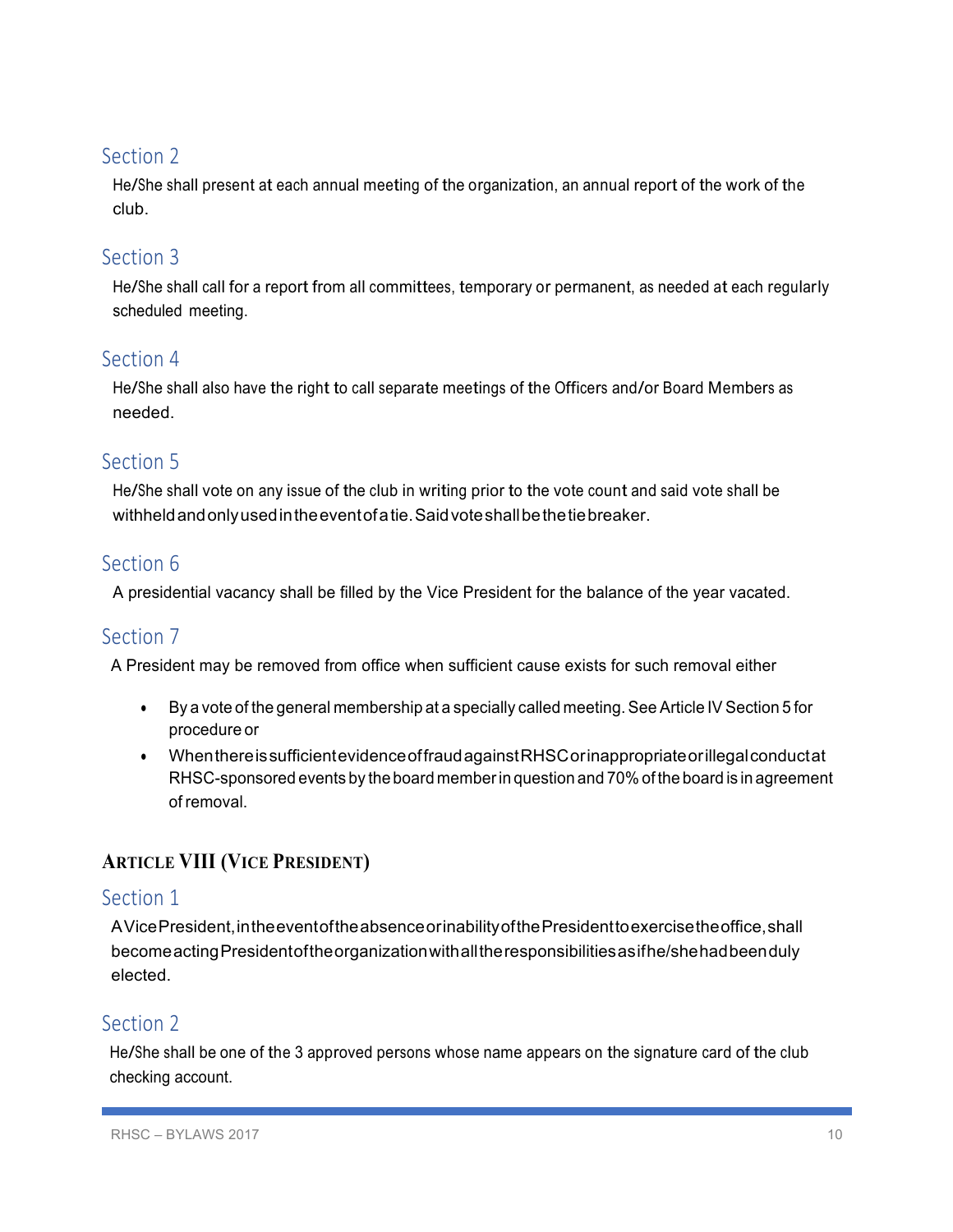## Section 2

He/She shall present at each annual meeting of the organization, an annual report of the work of the club.

## Section 3

He/She shall call for a report from all committees, temporary or permanent, as needed at each regularly scheduled meeting.

## Section 4

He/She shall also have the right to call separate meetings of the Officers and/or Board Members as needed.

## Section 5

He/She shall vote on any issue of the club in writing prior to the vote count and said vote shall be withheld and only used in the event of a tie. Said vote shall be the tie breaker.

## Section 6

A presidential vacancy shall be filled by the Vice President for the balance of the year vacated.

## Section 7

A President may be removed from office when sufficient cause exists for such removal either

- By a vote of the general membership at a specially called meeting. See Article IV Section 5 for procedure or
- When there is sufficient evidence of fraud against RHSC or inappropriate or illegal conduct at RHSC-sponsored events by the board member in question and 70% of the board is in agreement of removal.

# ARTICLE VIII (VICE PRESIDENT)

## Section 1

A Vice President, in the event of the absence or inability of the President to exercise the office, shall become acting President of the organization with all the responsibilities as if he/she had been duly elected.

## Section 2

He/She shall be one of the 3 approved persons whose name appears on the signature card of the club checking account.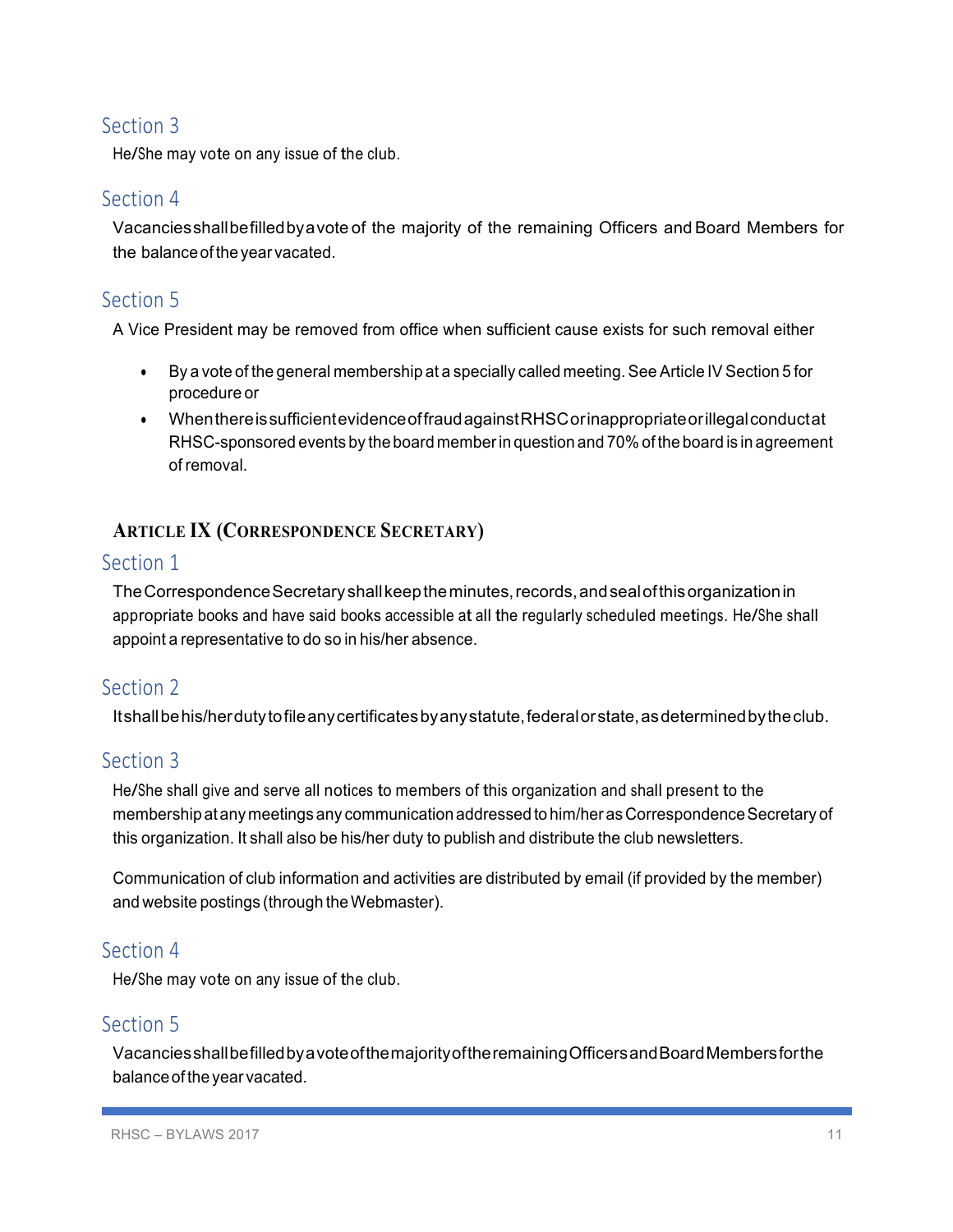### Section 3

He/She may vote on any issue of the club.

### Section 4

Vacancies shall be filled by a vote of the majority of the remaining Officers and Board Members for the balance of the year vacated.

### Section 5

A Vice President may be removed from office when sufficient cause exists for such removal either

- By a vote of the general membership at a specially called meeting. See Article IV Section 5 for procedure or
- When there is sufficient evidence of fraud against RHSC or inappropriate or illegal conduct at RHSC-sponsored events by the board member in question and 70% of the board is in agreement of removal.

## ARTICLE IX (CORRESPONDENCE SECRETARY)

### Section 1

The Correspondence Secretary shall keep the minutes, records, and seal of this organization in appropriate books and have said books accessible at all the regularly scheduled meetings. He/She shall appoint a representative to do so in his/her absence.

### Section 2

It shall be his/her duty to file any certificates by any statute, federal or state, as determined by the club.

### Section 3

He/She shall give and serve all notices to members of this organization and shall present to the membership at any meetings any communication addressed to him/her as Correspondence Secretary of this organization. It shall also be his/her duty to publish and distribute the club newsletters.

Communication of club information and activities are distributed by email (if provided by the member) and website postings (through the Webmaster).

### Section 4

He/She may vote on any issue of the club.

### Section 5

Vacancies shall be filled by a vote of the majority of the remaining Officers and Board Members for the balance of the year vacated.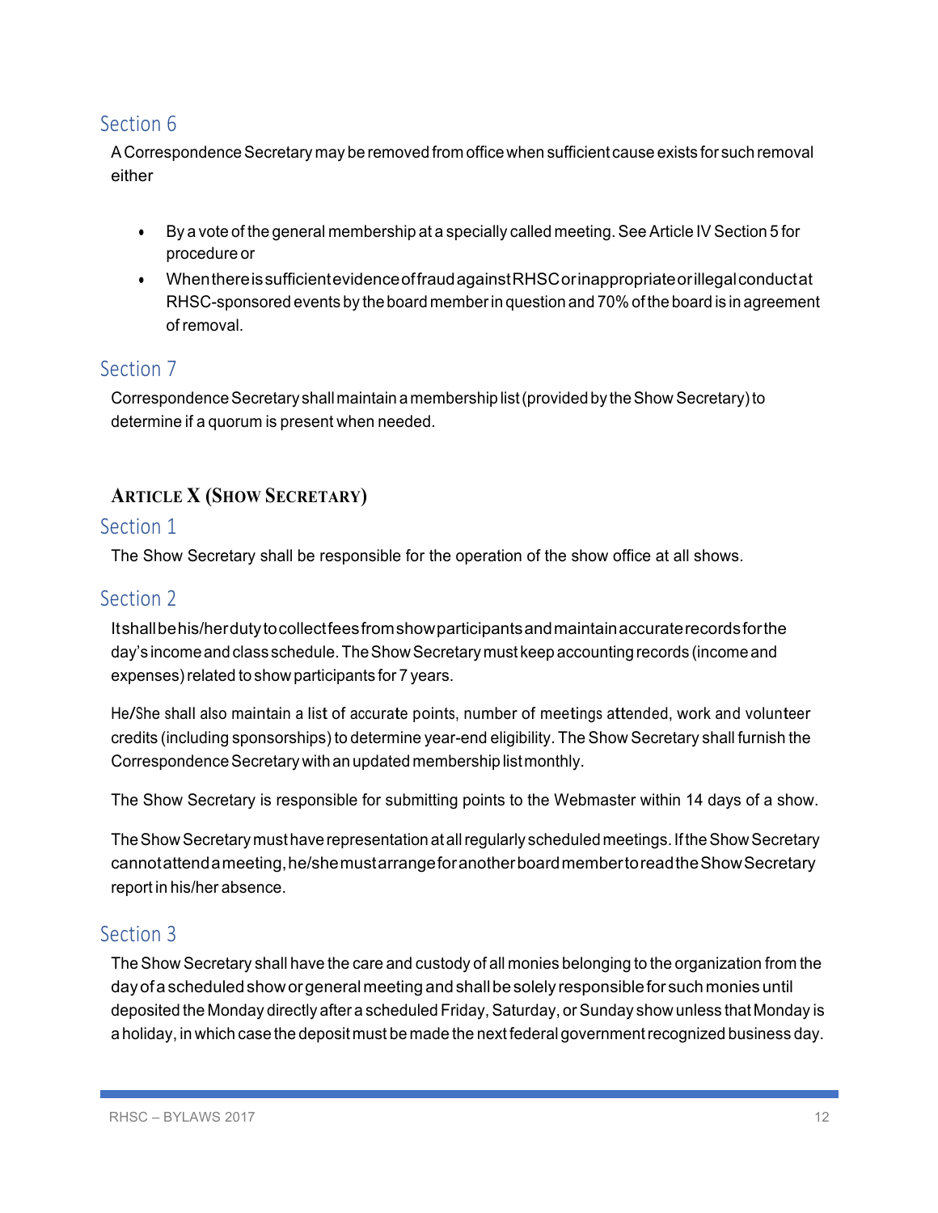## Section 6

A Correspondence Secretary may be removed from office when sufficient cause exists for such removal either

- By a vote of the general membership at a specially called meeting. See Article IV Section 5 for procedure or
- When there is sufficient evidence of fraud against RHSC or inappropriate or illegal conduct at RHSC-sponsored events by the board member in question and 70% of the board is in agreement of removal.

## Section 7

Correspondence Secretary shall maintain a membership list (provided by the Show Secretary) to determine if a quorum is present when needed.

# ARTICLE X (SHOW SECRETARY)

## Section 1

The Show Secretary shall be responsible for the operation of the show office at all shows.

## Section 2

It shall be his/her duty to collect fees from show participants and maintain accurate records for the day's income and class schedule. The Show Secretary must keep accounting records (income and expenses) related to show participants for 7 years.

He/She shall also maintain a list of accurate points, number of meetings attended, work and volunteer credits (including sponsorships) to determine year-end eligibility. The Show Secretary shall furnish the Correspondence Secretary with an updated membership list monthly.

The Show Secretary is responsible for submitting points to the Webmaster within 14 days of a show.

The Show Secretary must have representation at all regularly scheduled meetings. If the Show Secretary cannot attend a meeting, he/she must arrange for another board member to read the Show Secretary report in his/her absence.

## Section 3

The Show Secretary shall have the care and custody of all monies belonging to the organization from the day of a scheduled show or general meeting and shall be solely responsible for such monies until deposited the Monday directly after a scheduled Friday, Saturday, or Sunday show unless that Monday is a holiday, in which case the deposit must be made the next federal government recognized business day.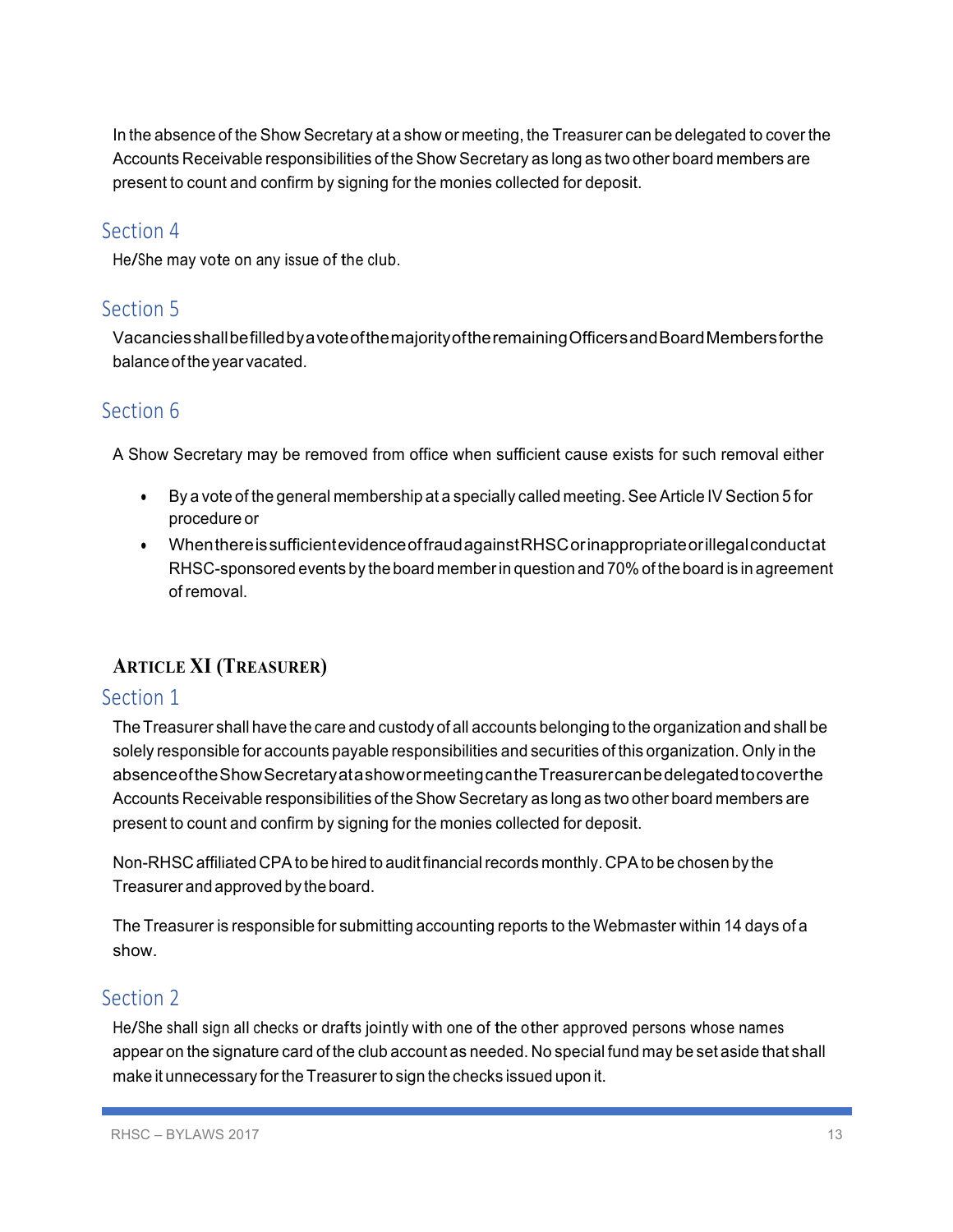In the absence of the Show Secretary at a show or meeting, the Treasurer can be delegated to cover the Accounts Receivable responsibilities of the Show Secretary as long as two other board members are present to count and confirm by signing for the monies collected for deposit.

## Section 4

He/She may vote on any issue of the club.

## Section 5

Vacancies shall be filled by a vote of the majority of the remaining Officers and Board Members for the balance of the year vacated.

## Section 6

A Show Secretary may be removed from office when sufficient cause exists for such removal either

- By a vote of the general membership at a specially called meeting. See Article IV Section 5 for procedure or
- When there is sufficient evidence of fraud against RHSC or inappropriate or illegal conduct at RHSC-sponsored events by the board member in question and 70% of the board is in agreement of removal.

# **ARTICLE XI (TREASURER)**

## Section 1

The Treasurer shall have the care and custody of all accounts belonging to the organization and shall be solely responsible for accounts payable responsibilities and securities of this organization. Only in the absence of the Show Secretary at a show or meeting can the Treasurer can be delegated to cover the Accounts Receivable responsibilities of the Show Secretary as long as two other board members are present to count and confirm by signing for the monies collected for deposit.

Non-RHSC affiliated CPA to be hired to audit financial records monthly. CPA to be chosen by the Treasurer and approved by the board.

The Treasurer is responsible for submitting accounting reports to the Webmaster within 14 days of a show.

## Section 2

He/She shall sign all checks or drafts jointly with one of the other approved persons whose names appear on the signature card of the club account as needed. No special fund may be set aside that shall make it unnecessary for the Treasurer to sign the checks issued upon it.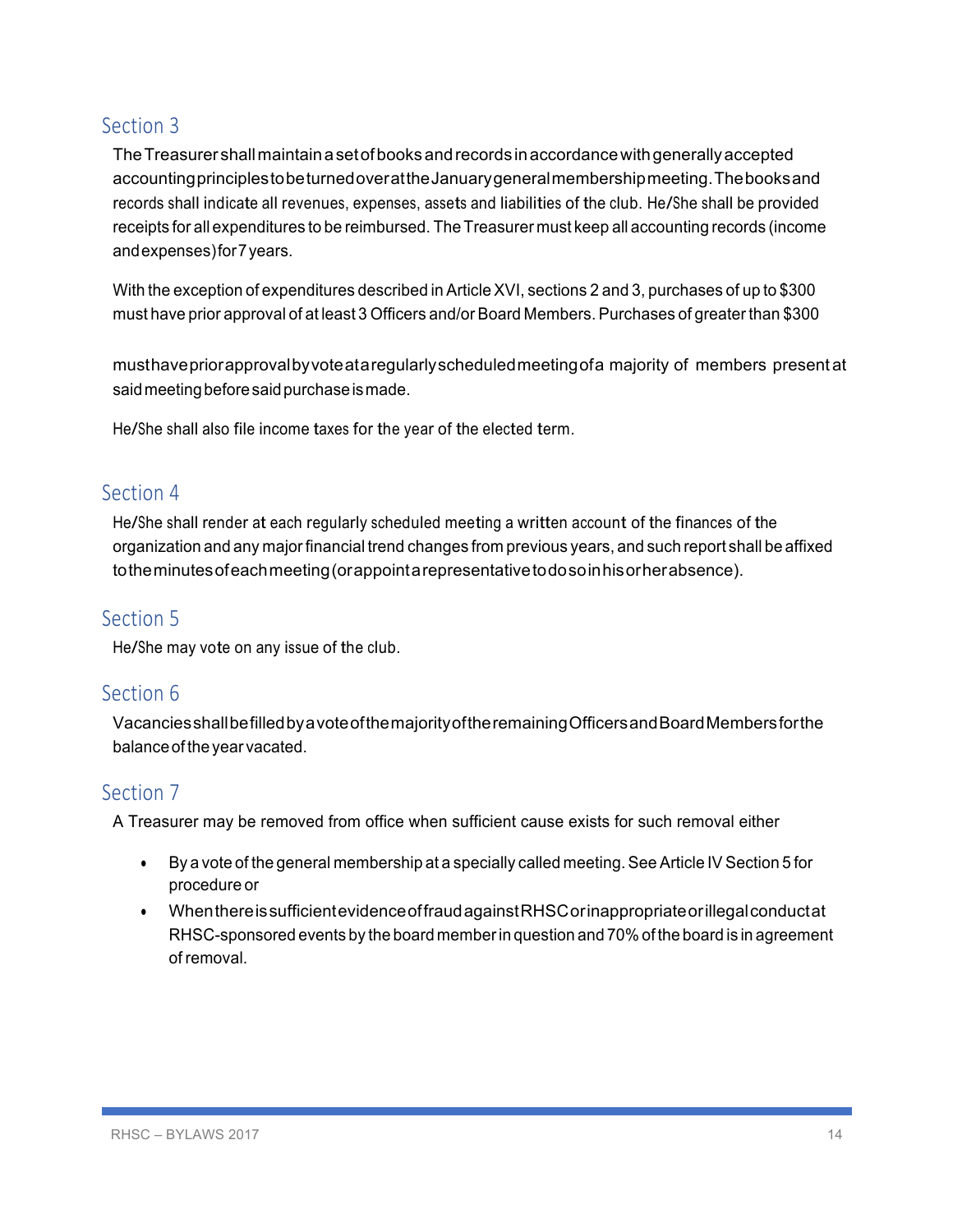## Section 3

The Treasurer shall maintain a set of books and records in accordance with generally accepted accounting principles to be turned over at the January general membership meeting. The books and records shall indicate all revenues, expenses, assets and liabilities of the club. He/She shall be provided receipts for all expenditures to be reimbursed. The Treasurer must keep all accounting records (income and expenses) for 7 years.

With the exception of expenditures described in Article XVI, sections 2 and 3, purchases of up to $300 must have prior approval of at least 3 Officers and/or Board Members. Purchases of greater than $300

must have prior approval by vote at a regularly scheduled meeting of a majority of members present at said meeting before said purchase is made.

He/She shall also file income taxes for the year of the elected term.

## Section 4

He/She shall render at each regularly scheduled meeting a written account of the finances of the organization and any major financial trend changes from previous years, and such report shall be affixed to the minutes of each meeting (or appoint a representative to do so in his or her absence).

## Section 5

He/She may vote on any issue of the club.

## Section 6

Vacancies shall be filled by a vote of the majority of the remaining Officers and Board Members for the balance of the year vacated.

## Section 7

A Treasurer may be removed from office when sufficient cause exists for such removal either

- By a vote of the general membership at a specially called meeting. See Article IV Section 5 for procedure or
- When there is sufficient evidence of fraud against RHSC or inappropriate or illegal conduct at RHSC-sponsored events by the board member in question and 70% of the board is in agreement of removal.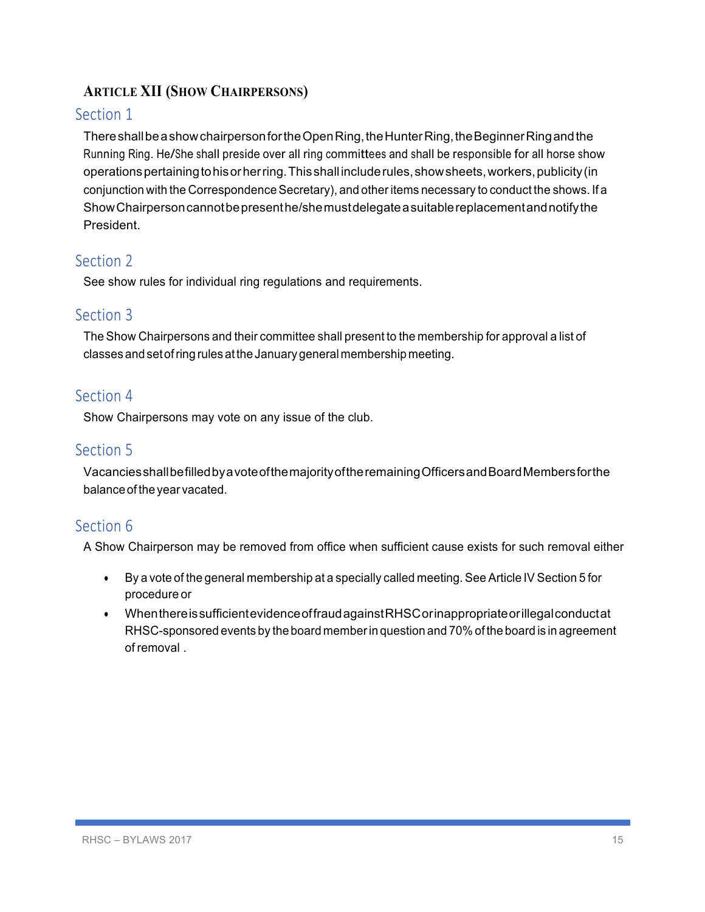## ARTICLE XII (SHOW CHAIRPERSONS)

### Section 1

There shall be a show chairperson for the Open Ring, the Hunter Ring, the Beginner Ring and the Running Ring. He/She shall preside over all ring committees and shall be responsible for all horse show operations pertaining to his or her ring. This shall include rules, show sheets, workers, publicity (in conjunction with the Correspondence Secretary), and other items necessary to conduct the shows. If a Show Chairperson cannot be present he/she must delegate a suitable replacement and notify the President.

### Section 2

See show rules for individual ring regulations and requirements.

### Section 3

The Show Chairpersons and their committee shall present to the membership for approval a list of classes and set of ring rules at the January general membership meeting.

### Section 4

Show Chairpersons may vote on any issue of the club.

### Section 5

Vacancies shall be filled by a vote of the majority of the remaining Officers and Board Members for the balance of the year vacated.

### Section 6

A Show Chairperson may be removed from office when sufficient cause exists for such removal either

- By a vote of the general membership at a specially called meeting. See Article IV Section 5 for procedure or
- When there is sufficient evidence of fraud against RHSC or inappropriate or illegal conduct at RHSC-sponsored events by the board member in question and 70% of the board is in agreement of removal .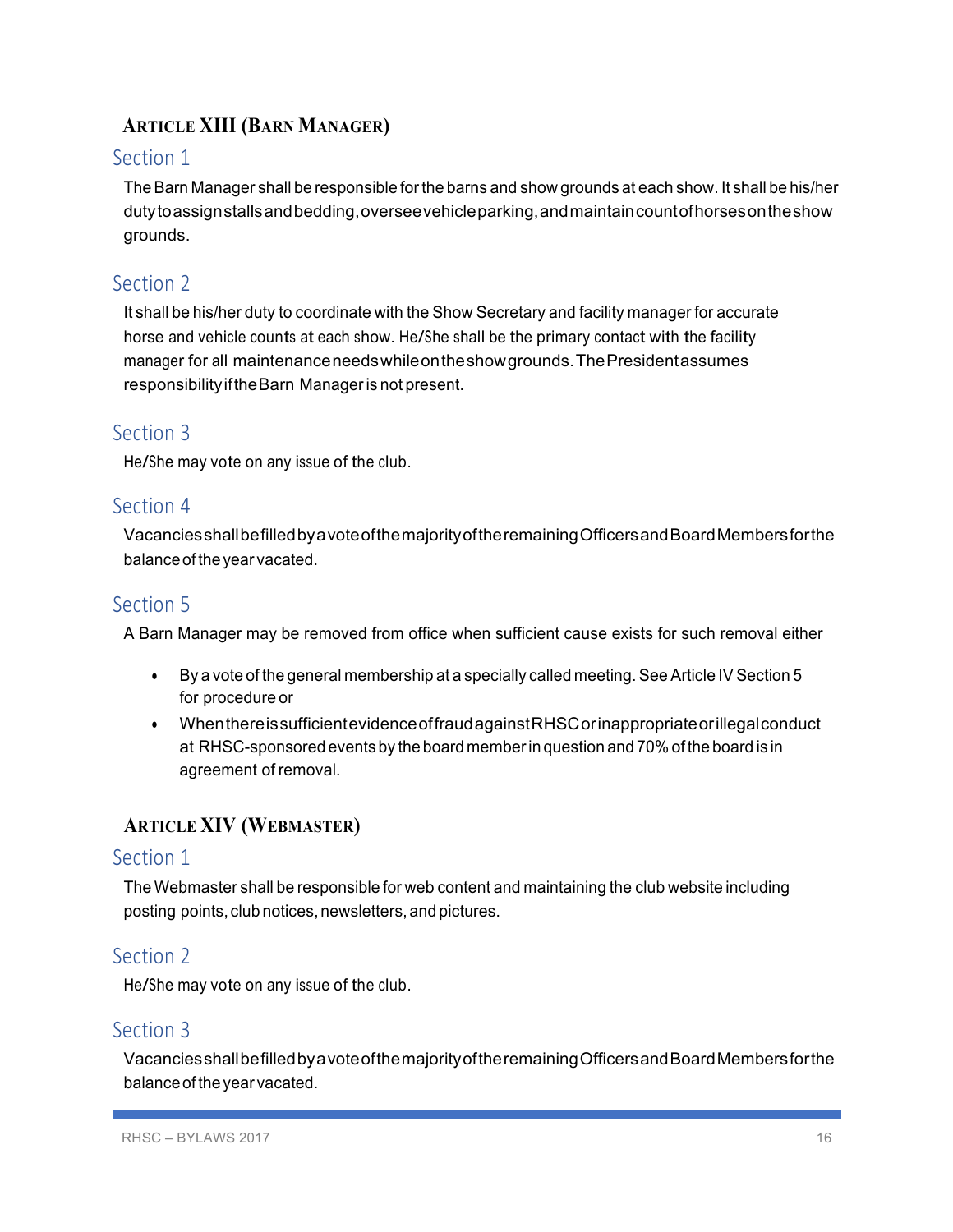## Article XIII (Barn Manager)

### Section 1

The Barn Manager shall be responsible for the barns and show grounds at each show. It shall be his/her duty to assign stalls and bedding, oversee vehicle parking, and maintain count of horses on the show grounds.

### Section 2

It shall be his/her duty to coordinate with the Show Secretary and facility manager for accurate horse and vehicle counts at each show. He/She shall be the primary contact with the facility manager for all maintenance needs while on the show grounds. The President assumes responsibility if the Barn Manager is not present.

### Section 3

He/She may vote on any issue of the club.

### Section 4

Vacancies shall be filled by a vote of the majority of the remaining Officers and Board Members for the balance of the year vacated.

### Section 5

A Barn Manager may be removed from office when sufficient cause exists for such removal either

- By a vote of the general membership at a specially called meeting. See Article IV Section 5 for procedure or
- When there is sufficient evidence of fraud against RHSC or inappropriate or illegal conduct at RHSC-sponsored events by the board member in question and 70% of the board is in agreement of removal.

## Article XIV (Webmaster)

### Section 1

The Webmaster shall be responsible for web content and maintaining the club website including posting points, club notices, newsletters, and pictures.

### Section 2

He/She may vote on any issue of the club.

### Section 3

Vacancies shall be filled by a vote of the majority of the remaining Officers and Board Members for the balance of the year vacated.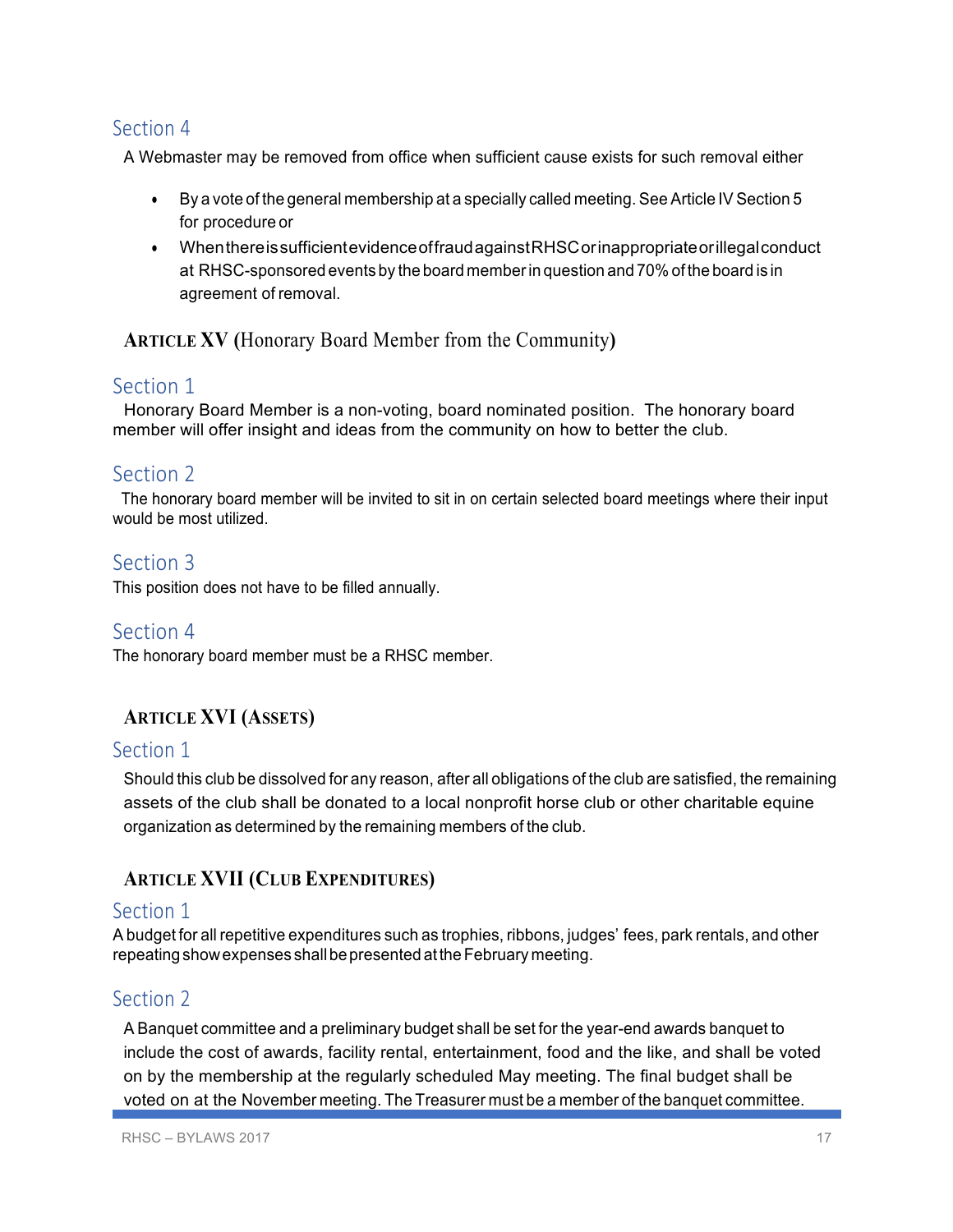### Section 4

A Webmaster may be removed from office when sufficient cause exists for such removal either

- By a vote of the general membership at a specially called meeting. See Article IV Section 5 for procedure or
- When there is sufficient evidence of fraud against RHSC or inappropriate or illegal conduct at RHSC-sponsored events by the board member in question and 70% of the board is in agreement of removal.

## ARTICLE XV (Honorary Board Member from the Community)

### Section 1

Honorary Board Member is a non-voting, board nominated position. The honorary board member will offer insight and ideas from the community on how to better the club.

### Section 2

The honorary board member will be invited to sit in on certain selected board meetings where their input would be most utilized.

### Section 3

This position does not have to be filled annually.

### Section 4

The honorary board member must be a RHSC member.

## ARTICLE XVI (ASSETS)

### Section 1

Should this club be dissolved for any reason, after all obligations of the club are satisfied, the remaining assets of the club shall be donated to a local nonprofit horse club or other charitable equine organization as determined by the remaining members of the club.

## ARTICLE XVII (CLUB EXPENDITURES)

### Section 1

A budget for all repetitive expenditures such as trophies, ribbons, judges' fees, park rentals, and other repeating show expenses shall be presented at the February meeting.

### Section 2

A Banquet committee and a preliminary budget shall be set for the year-end awards banquet to include the cost of awards, facility rental, entertainment, food and the like, and shall be voted on by the membership at the regularly scheduled May meeting. The final budget shall be voted on at the November meeting. The Treasurer must be a member of the banquet committee.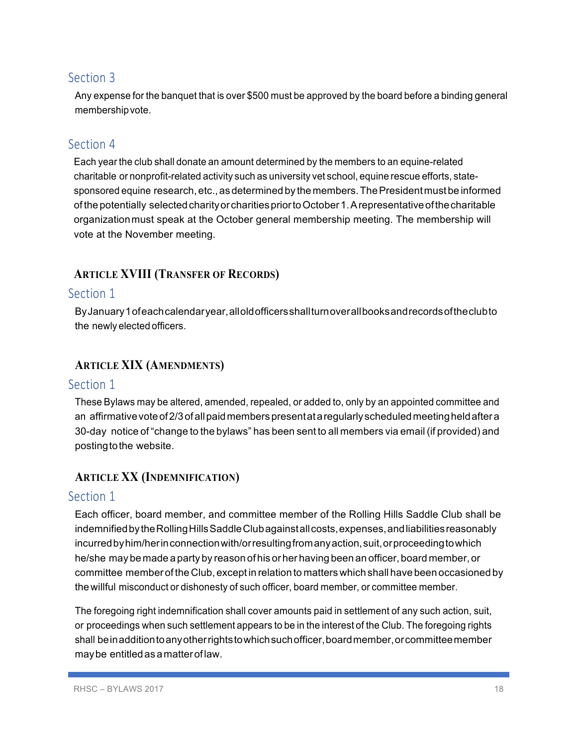## Section 3

Any expense for the banquet that is over $500 must be approved by the board before a binding general membership vote.

## Section 4

Each year the club shall donate an amount determined by the members to an equine-related charitable or nonprofit-related activity such as university vet school, equine rescue efforts, state-sponsored equine research, etc., as determined by the members. The President must be informed of the potentially selected charity or charities prior to October 1. A representative of the charitable organization must speak at the October general membership meeting. The membership will vote at the November meeting.

# ARTICLE XVIII (TRANSFER OF RECORDS)

## Section 1

By January 1 of each calendar year, all old officers shall turn over all books and records of the club to the newly elected officers.

# ARTICLE XIX (AMENDMENTS)

## Section 1

These Bylaws may be altered, amended, repealed, or added to, only by an appointed committee and an affirmative vote of 2/3 of all paid members present at a regularly scheduled meeting held after a 30-day notice of "change to the bylaws" has been sent to all members via email (if provided) and posting to the website.

# ARTICLE XX (INDEMNIFICATION)

## Section 1

Each officer, board member, and committee member of the Rolling Hills Saddle Club shall be indemnified by the Rolling Hills Saddle Club against all costs, expenses, and liabilities reasonably incurred by him/her in connection with/or resulting from any action, suit, or proceeding to which he/she may be made a party by reason of his or her having been an officer, board member, or committee member of the Club, except in relation to matters which shall have been occasioned by the willful misconduct or dishonesty of such officer, board member, or committee member.

The foregoing right indemnification shall cover amounts paid in settlement of any such action, suit, or proceedings when such settlement appears to be in the interest of the Club. The foregoing rights shall be in addition to any other rights to which such officer, board member, or committee member may be entitled as a matter of law.